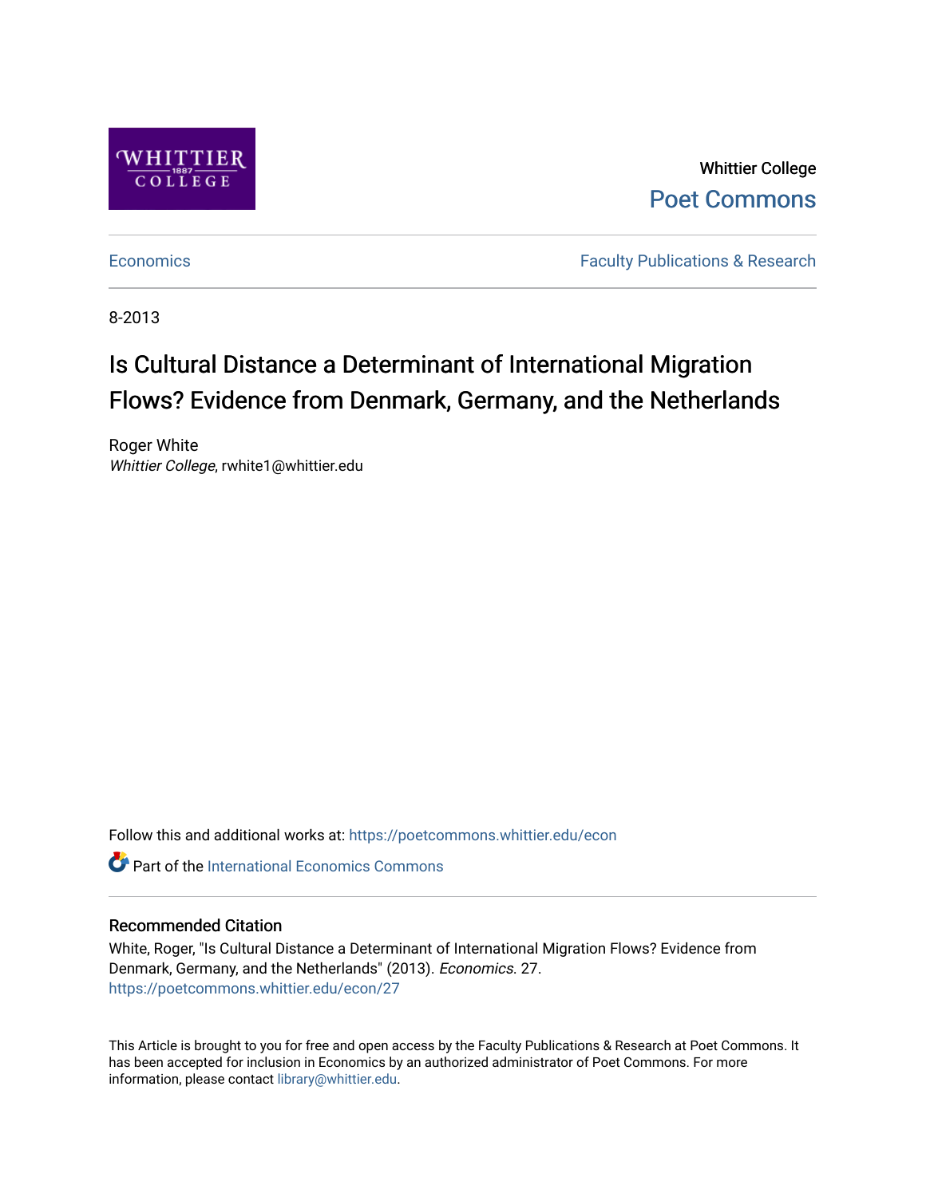Whittier College

Poet Commons

Economics

Faculty Publications & Research

8-2013

# Is Cultural Distance a Determinant of International Migration Flows? Evidence from Denmark, Germany, and the Netherlands

Roger White

*Whittier College*, rwhite1@whittier.edu

Follow this and additional works at: https://poetcommons.whittier.edu/econ

Part of the International Economics Commons

## Recommended Citation

White, Roger, "Is Cultural Distance a Determinant of International Migration Flows? Evidence from Denmark, Germany, and the Netherlands" (2013). *Economics*. 27.
https://poetcommons.whittier.edu/econ/27

This Article is brought to you for free and open access by the Faculty Publications & Research at Poet Commons. It has been accepted for inclusion in Economics by an authorized administrator of Poet Commons. For more information, please contact library@whittier.edu.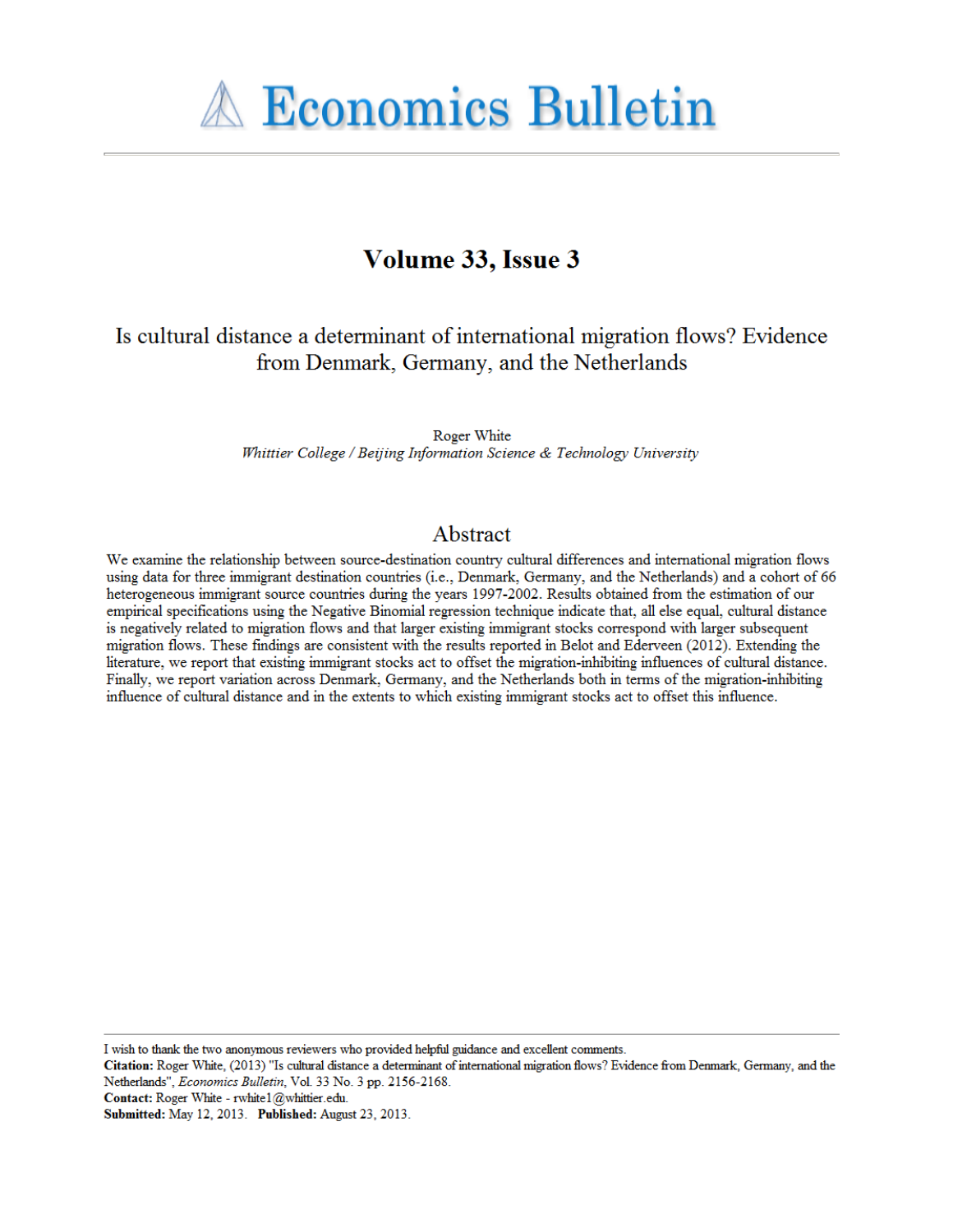# Volume 33, Issue 3

## Is cultural distance a determinant of international migration flows? Evidence from Denmark, Germany, and the Netherlands

Roger White
*Whittier College / Beijing Information Science & Technology University*

## Abstract

We examine the relationship between source-destination country cultural differences and international migration flows using data for three immigrant destination countries (i.e., Denmark, Germany, and the Netherlands) and a cohort of 66 heterogeneous immigrant source countries during the years 1997-2002. Results obtained from the estimation of our empirical specifications using the Negative Binomial regression technique indicate that, all else equal, cultural distance is negatively related to migration flows and that larger existing immigrant stocks correspond with larger subsequent migration flows. These findings are consistent with the results reported in Belot and Ederveen (2012). Extending the literature, we report that existing immigrant stocks act to offset the migration-inhibiting influences of cultural distance. Finally, we report variation across Denmark, Germany, and the Netherlands both in terms of the migration-inhibiting influence of cultural distance and in the extents to which existing immigrant stocks act to offset this influence.

---

I wish to thank the two anonymous reviewers who provided helpful guidance and excellent comments.
**Citation:** Roger White, (2013) "Is cultural distance a determinant of international migration flows? Evidence from Denmark, Germany, and the Netherlands", *Economics Bulletin*, Vol. 33 No. 3 pp. 2156-2168.
**Contact:** Roger White - rwhite1@whittier.edu.
**Submitted:** May 12, 2013. **Published:** August 23, 2013.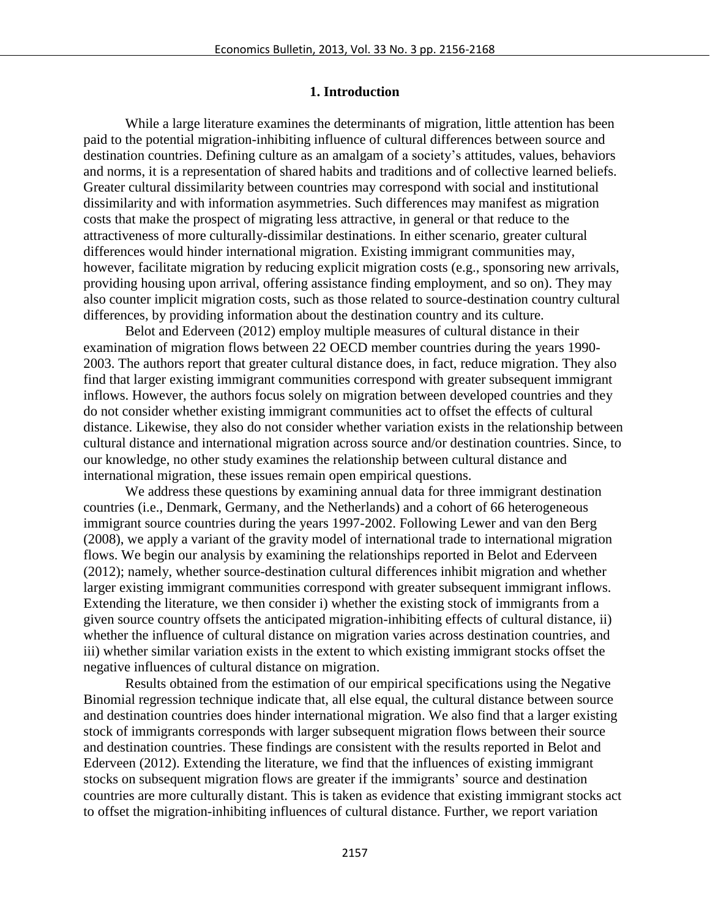## 1. Introduction

While a large literature examines the determinants of migration, little attention has been paid to the potential migration-inhibiting influence of cultural differences between source and destination countries. Defining culture as an amalgam of a society's attitudes, values, behaviors and norms, it is a representation of shared habits and traditions and of collective learned beliefs. Greater cultural dissimilarity between countries may correspond with social and institutional dissimilarity and with information asymmetries. Such differences may manifest as migration costs that make the prospect of migrating less attractive, in general or that reduce to the attractiveness of more culturally-dissimilar destinations. In either scenario, greater cultural differences would hinder international migration. Existing immigrant communities may, however, facilitate migration by reducing explicit migration costs (e.g., sponsoring new arrivals, providing housing upon arrival, offering assistance finding employment, and so on). They may also counter implicit migration costs, such as those related to source-destination country cultural differences, by providing information about the destination country and its culture.

Belot and Ederveen (2012) employ multiple measures of cultural distance in their examination of migration flows between 22 OECD member countries during the years 1990-2003. The authors report that greater cultural distance does, in fact, reduce migration. They also find that larger existing immigrant communities correspond with greater subsequent immigrant inflows. However, the authors focus solely on migration between developed countries and they do not consider whether existing immigrant communities act to offset the effects of cultural distance. Likewise, they also do not consider whether variation exists in the relationship between cultural distance and international migration across source and/or destination countries. Since, to our knowledge, no other study examines the relationship between cultural distance and international migration, these issues remain open empirical questions.

We address these questions by examining annual data for three immigrant destination countries (i.e., Denmark, Germany, and the Netherlands) and a cohort of 66 heterogeneous immigrant source countries during the years 1997-2002. Following Lewer and van den Berg (2008), we apply a variant of the gravity model of international trade to international migration flows. We begin our analysis by examining the relationships reported in Belot and Ederveen (2012); namely, whether source-destination cultural differences inhibit migration and whether larger existing immigrant communities correspond with greater subsequent immigrant inflows. Extending the literature, we then consider i) whether the existing stock of immigrants from a given source country offsets the anticipated migration-inhibiting effects of cultural distance, ii) whether the influence of cultural distance on migration varies across destination countries, and iii) whether similar variation exists in the extent to which existing immigrant stocks offset the negative influences of cultural distance on migration.

Results obtained from the estimation of our empirical specifications using the Negative Binomial regression technique indicate that, all else equal, the cultural distance between source and destination countries does hinder international migration. We also find that a larger existing stock of immigrants corresponds with larger subsequent migration flows between their source and destination countries. These findings are consistent with the results reported in Belot and Ederveen (2012). Extending the literature, we find that the influences of existing immigrant stocks on subsequent migration flows are greater if the immigrants' source and destination countries are more culturally distant. This is taken as evidence that existing immigrant stocks act to offset the migration-inhibiting influences of cultural distance. Further, we report variation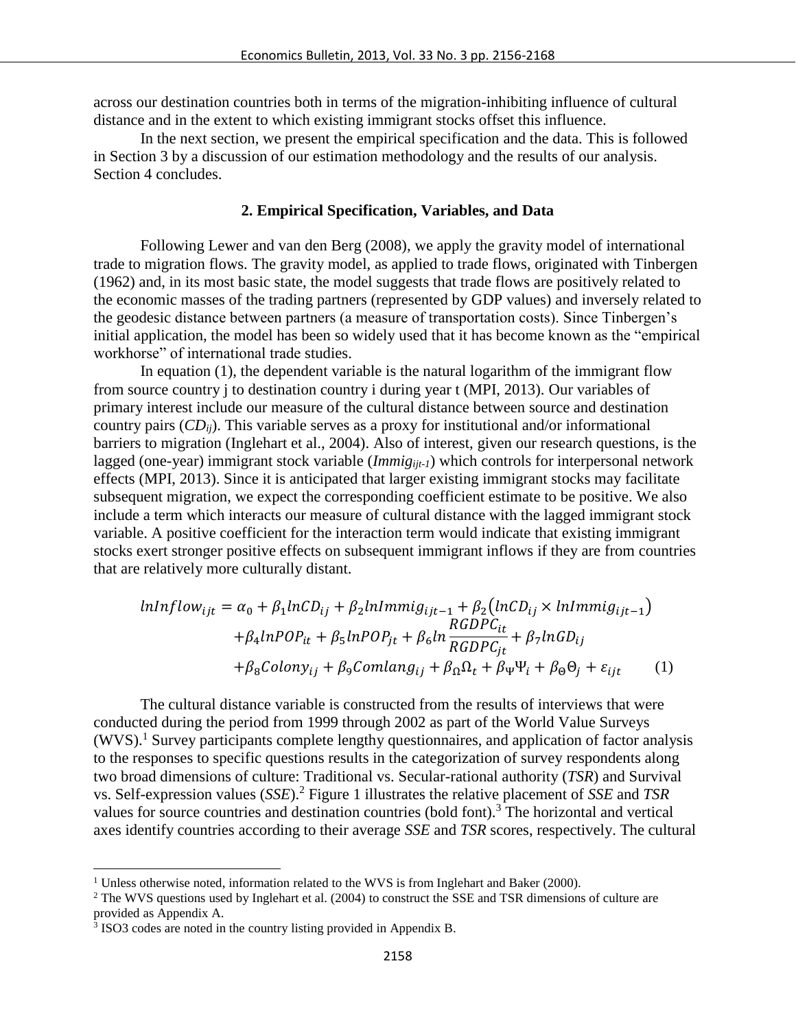across our destination countries both in terms of the migration-inhibiting influence of cultural distance and in the extent to which existing immigrant stocks offset this influence.

In the next section, we present the empirical specification and the data. This is followed in Section 3 by a discussion of our estimation methodology and the results of our analysis. Section 4 concludes.

## 2. Empirical Specification, Variables, and Data

Following Lewer and van den Berg (2008), we apply the gravity model of international trade to migration flows. The gravity model, as applied to trade flows, originated with Tinbergen (1962) and, in its most basic state, the model suggests that trade flows are positively related to the economic masses of the trading partners (represented by GDP values) and inversely related to the geodesic distance between partners (a measure of transportation costs). Since Tinbergen's initial application, the model has been so widely used that it has become known as the "empirical workhorse" of international trade studies.

In equation (1), the dependent variable is the natural logarithm of the immigrant flow from source country j to destination country i during year t (MPI, 2013). Our variables of primary interest include our measure of the cultural distance between source and destination country pairs ($CD_{ij}$). This variable serves as a proxy for institutional and/or informational barriers to migration (Inglehart et al., 2004). Also of interest, given our research questions, is the lagged (one-year) immigrant stock variable ($Immig_{ijt-1}$) which controls for interpersonal network effects (MPI, 2013). Since it is anticipated that larger existing immigrant stocks may facilitate subsequent migration, we expect the corresponding coefficient estimate to be positive. We also include a term which interacts our measure of cultural distance with the lagged immigrant stock variable. A positive coefficient for the interaction term would indicate that existing immigrant stocks exert stronger positive effects on subsequent immigrant inflows if they are from countries that are relatively more culturally distant.

$$
\begin{aligned}
lnInflow_{ijt} = \alpha_0 + \beta_1 lnCD_{ij} + \beta_2 lnImmig_{ijt-1} + \beta_2\left(lnCD_{ij} \times lnImmig_{ijt-1}\right) \\
+\beta_4 lnPOP_{it} + \beta_5 lnPOP_{jt} + \beta_6 ln\frac{RGDPC_{it}}{RGDPC_{jt}} + \beta_7 lnGD_{ij} \\
+\beta_8 Colony_{ij} + \beta_9 Comlang_{ij} + \beta_\Omega \Omega_t + \beta_\Psi \Psi_i + \beta_\Theta \Theta_j + \varepsilon_{ijt} \qquad (1)
\end{aligned}
$$

The cultural distance variable is constructed from the results of interviews that were conducted during the period from 1999 through 2002 as part of the World Value Surveys (WVS).[1] Survey participants complete lengthy questionnaires, and application of factor analysis to the responses to specific questions results in the categorization of survey respondents along two broad dimensions of culture: Traditional vs. Secular-rational authority (*TSR*) and Survival vs. Self-expression values (*SSE*).[2] Figure 1 illustrates the relative placement of *SSE* and *TSR* values for source countries and destination countries (bold font).[3] The horizontal and vertical axes identify countries according to their average *SSE* and *TSR* scores, respectively. The cultural

---

[1] Unless otherwise noted, information related to the WVS is from Inglehart and Baker (2000).

[2] The WVS questions used by Inglehart et al. (2004) to construct the SSE and TSR dimensions of culture are provided as Appendix A.

[3] ISO3 codes are noted in the country listing provided in Appendix B.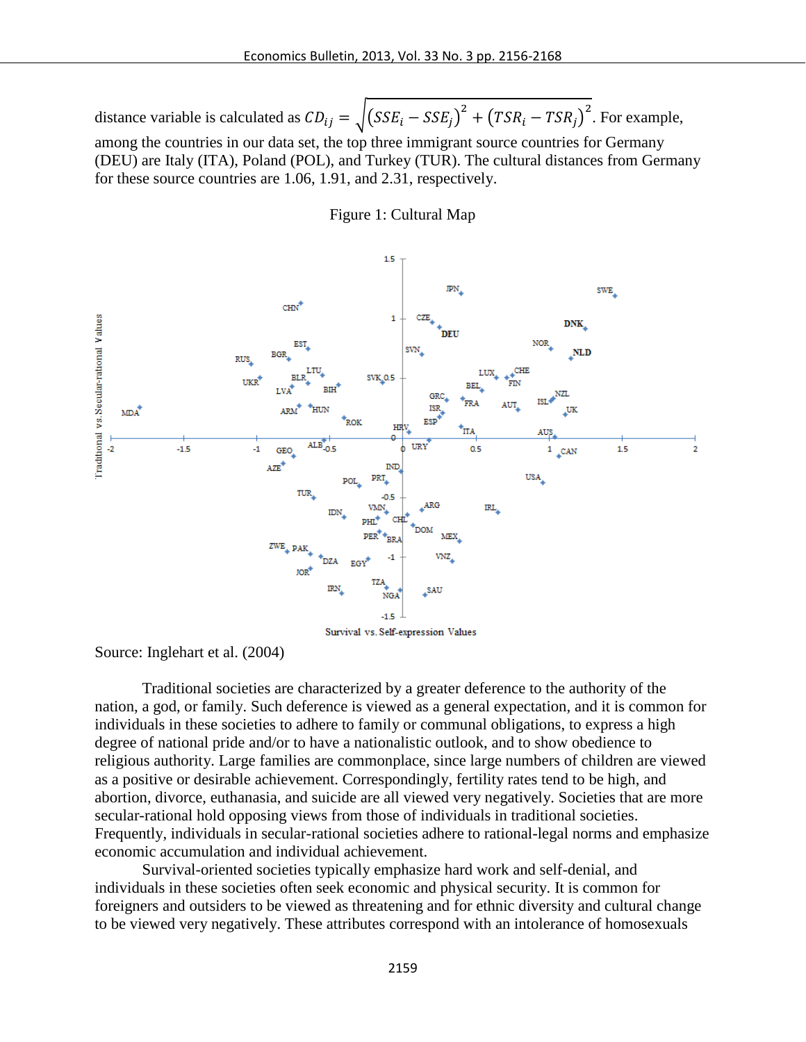distance variable is calculated as $CD_{ij} = \sqrt{\left(SSE_i - SSE_j\right)^2 + \left(TSR_i - TSR_j\right)^2}$. For example, among the countries in our data set, the top three immigrant source countries for Germany (DEU) are Italy (ITA), Poland (POL), and Turkey (TUR). The cultural distances from Germany for these source countries are 1.06, 1.91, and 2.31, respectively.

Figure 1: Cultural Map

Source: Inglehart et al. (2004)

Traditional societies are characterized by a greater deference to the authority of the nation, a god, or family. Such deference is viewed as a general expectation, and it is common for individuals in these societies to adhere to family or communal obligations, to express a high degree of national pride and/or to have a nationalistic outlook, and to show obedience to religious authority. Large families are commonplace, since large numbers of children are viewed as a positive or desirable achievement. Correspondingly, fertility rates tend to be high, and abortion, divorce, euthanasia, and suicide are all viewed very negatively. Societies that are more secular-rational hold opposing views from those of individuals in traditional societies. Frequently, individuals in secular-rational societies adhere to rational-legal norms and emphasize economic accumulation and individual achievement.

Survival-oriented societies typically emphasize hard work and self-denial, and individuals in these societies often seek economic and physical security. It is common for foreigners and outsiders to be viewed as threatening and for ethnic diversity and cultural change to be viewed very negatively. These attributes correspond with an intolerance of homosexuals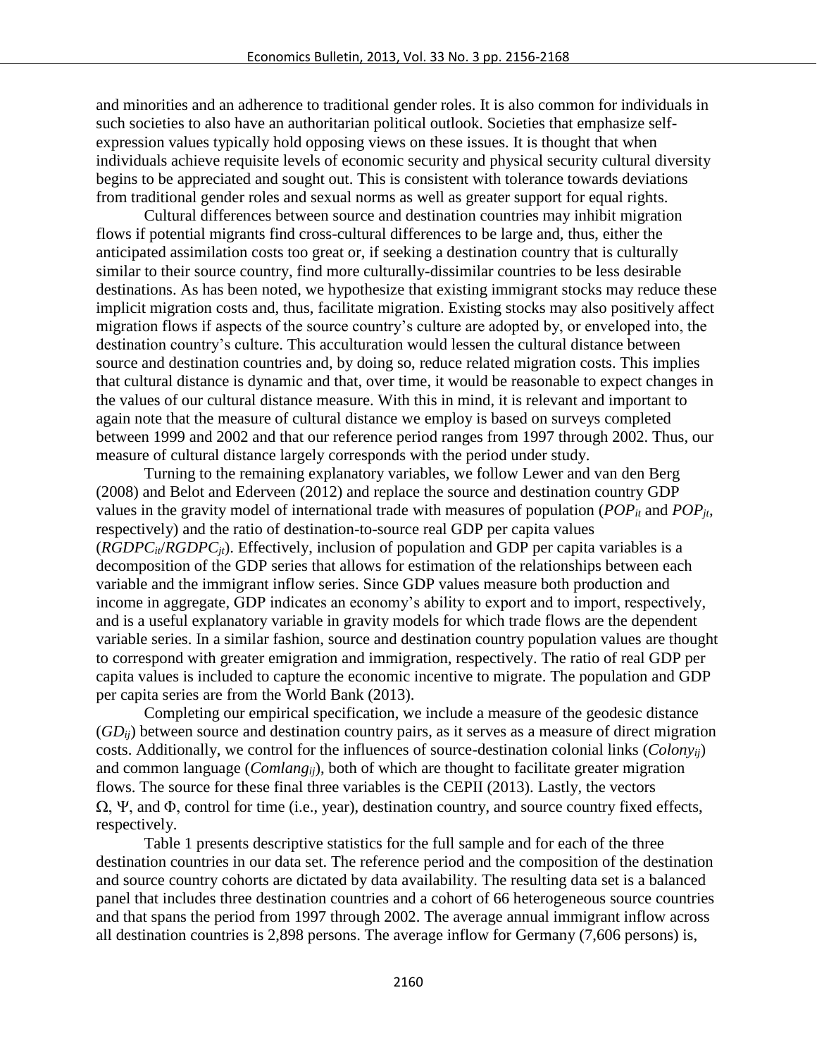and minorities and an adherence to traditional gender roles. It is also common for individuals in such societies to also have an authoritarian political outlook. Societies that emphasize self-expression values typically hold opposing views on these issues. It is thought that when individuals achieve requisite levels of economic security and physical security cultural diversity begins to be appreciated and sought out. This is consistent with tolerance towards deviations from traditional gender roles and sexual norms as well as greater support for equal rights.

Cultural differences between source and destination countries may inhibit migration flows if potential migrants find cross-cultural differences to be large and, thus, either the anticipated assimilation costs too great or, if seeking a destination country that is culturally similar to their source country, find more culturally-dissimilar countries to be less desirable destinations. As has been noted, we hypothesize that existing immigrant stocks may reduce these implicit migration costs and, thus, facilitate migration. Existing stocks may also positively affect migration flows if aspects of the source country's culture are adopted by, or enveloped into, the destination country's culture. This acculturation would lessen the cultural distance between source and destination countries and, by doing so, reduce related migration costs. This implies that cultural distance is dynamic and that, over time, it would be reasonable to expect changes in the values of our cultural distance measure. With this in mind, it is relevant and important to again note that the measure of cultural distance we employ is based on surveys completed between 1999 and 2002 and that our reference period ranges from 1997 through 2002. Thus, our measure of cultural distance largely corresponds with the period under study.

Turning to the remaining explanatory variables, we follow Lewer and van den Berg (2008) and Belot and Ederveen (2012) and replace the source and destination country GDP values in the gravity model of international trade with measures of population ($POP_{it}$ and $POP_{jt}$, respectively) and the ratio of destination-to-source real GDP per capita values ($RGDPC_{it}/RGDPC_{jt}$). Effectively, inclusion of population and GDP per capita variables is a decomposition of the GDP series that allows for estimation of the relationships between each variable and the immigrant inflow series. Since GDP values measure both production and income in aggregate, GDP indicates an economy's ability to export and to import, respectively, and is a useful explanatory variable in gravity models for which trade flows are the dependent variable series. In a similar fashion, source and destination country population values are thought to correspond with greater emigration and immigration, respectively. The ratio of real GDP per capita values is included to capture the economic incentive to migrate. The population and GDP per capita series are from the World Bank (2013).

Completing our empirical specification, we include a measure of the geodesic distance ($GD_{ij}$) between source and destination country pairs, as it serves as a measure of direct migration costs. Additionally, we control for the influences of source-destination colonial links ($Colony_{ij}$) and common language ($Comlang_{ij}$), both of which are thought to facilitate greater migration flows. The source for these final three variables is the CEPII (2013). Lastly, the vectors $\Omega$, $\Psi$, and $\Phi$, control for time (i.e., year), destination country, and source country fixed effects, respectively.

Table 1 presents descriptive statistics for the full sample and for each of the three destination countries in our data set. The reference period and the composition of the destination and source country cohorts are dictated by data availability. The resulting data set is a balanced panel that includes three destination countries and a cohort of 66 heterogeneous source countries and that spans the period from 1997 through 2002. The average annual immigrant inflow across all destination countries is 2,898 persons. The average inflow for Germany (7,606 persons) is,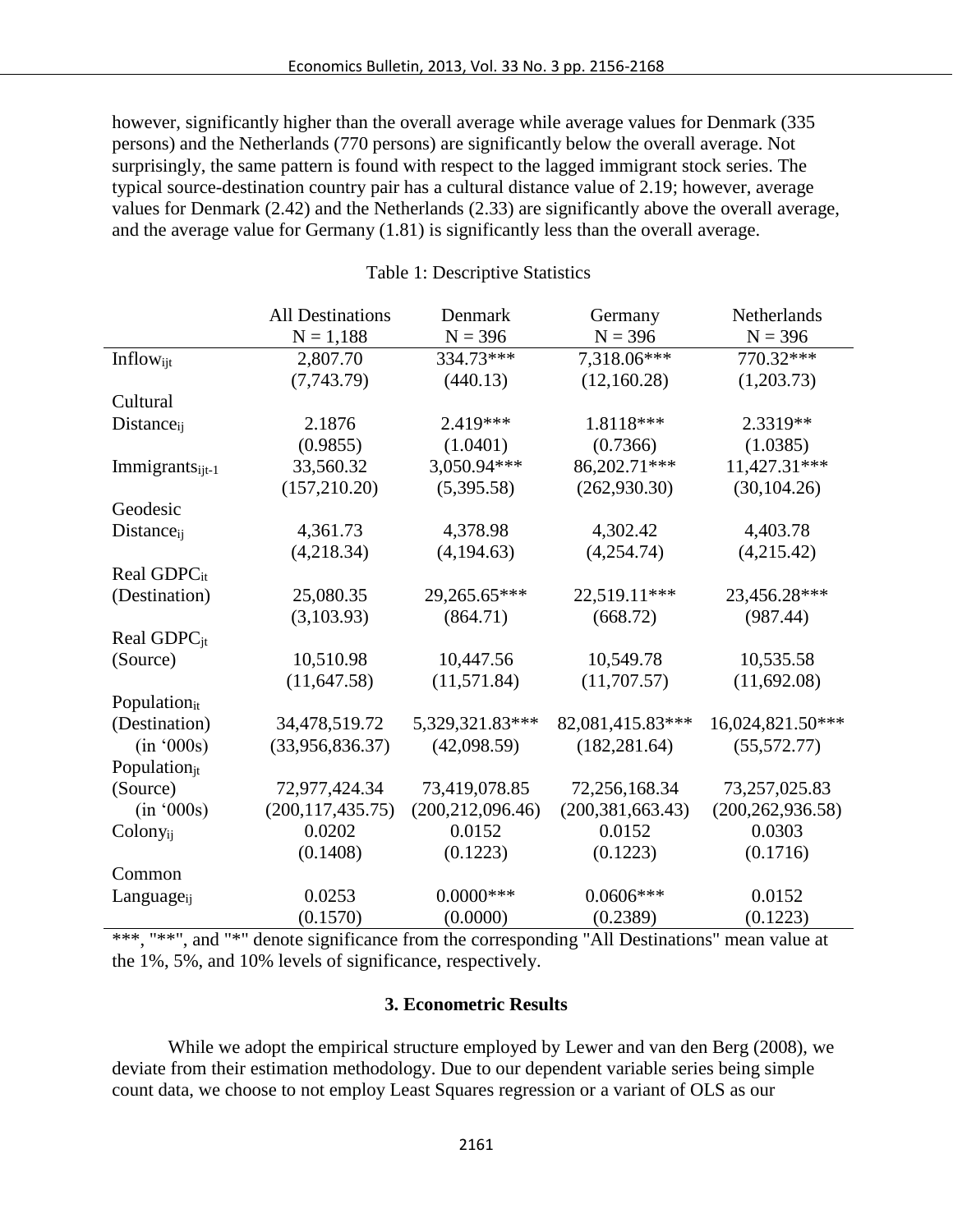however, significantly higher than the overall average while average values for Denmark (335 persons) and the Netherlands (770 persons) are significantly below the overall average. Not surprisingly, the same pattern is found with respect to the lagged immigrant stock series. The typical source-destination country pair has a cultural distance value of 2.19; however, average values for Denmark (2.42) and the Netherlands (2.33) are significantly above the overall average, and the average value for Germany (1.81) is significantly less than the overall average.

Table 1: Descriptive Statistics

| | All Destinations<br>N = 1,188 | Denmark<br>N = 396 | Germany<br>N = 396 | Netherlands<br>N = 396 |
|---|---|---|---|---|
| $Inflow_{ijt}$ | 2,807.70 | 334.73*** | 7,318.06*** | 770.32*** |
| | (7,743.79) | (440.13) | (12,160.28) | (1,203.73) |
| Cultural $Distance_{ij}$ | 2.1876 | 2.419*** | 1.8118*** | 2.3319** |
| | (0.9855) | (1.0401) | (0.7366) | (1.0385) |
| $Immigrants_{ijt-1}$ | 33,560.32 | 3,050.94*** | 86,202.71*** | 11,427.31*** |
| | (157,210.20) | (5,395.58) | (262,930.30) | (30,104.26) |
| Geodesic $Distance_{ij}$ | 4,361.73 | 4,378.98 | 4,302.42 | 4,403.78 |
| | (4,218.34) | (4,194.63) | (4,254.74) | (4,215.42) |
| Real $GDPC_{it}$ (Destination) | 25,080.35 | 29,265.65*** | 22,519.11*** | 23,456.28*** |
| | (3,103.93) | (864.71) | (668.72) | (987.44) |
| Real $GDPC_{jt}$ (Source) | 10,510.98 | 10,447.56 | 10,549.78 | 10,535.58 |
| | (11,647.58) | (11,571.84) | (11,707.57) | (11,692.08) |
| $Population_{it}$ (Destination) (in '000s) | 34,478,519.72 | 5,329,321.83*** | 82,081,415.83*** | 16,024,821.50*** |
| | (33,956,836.37) | (42,098.59) | (182,281.64) | (55,572.77) |
| $Population_{jt}$ (Source) (in '000s) | 72,977,424.34 | 73,419,078.85 | 72,256,168.34 | 73,257,025.83 |
| | (200,117,435.75) | (200,212,096.46) | (200,381,663.43) | (200,262,936.58) |
| $Colony_{ij}$ | 0.0202 | 0.0152 | 0.0152 | 0.0303 |
| | (0.1408) | (0.1223) | (0.1223) | (0.1716) |
| Common $Language_{ij}$ | 0.0253 | 0.0000*** | 0.0606*** | 0.0152 |
| | (0.1570) | (0.0000) | (0.2389) | (0.1223) |

***, "**", and "*" denote significance from the corresponding "All Destinations" mean value at the 1%, 5%, and 10% levels of significance, respectively.

## 3. Econometric Results

While we adopt the empirical structure employed by Lewer and van den Berg (2008), we deviate from their estimation methodology. Due to our dependent variable series being simple count data, we choose to not employ Least Squares regression or a variant of OLS as our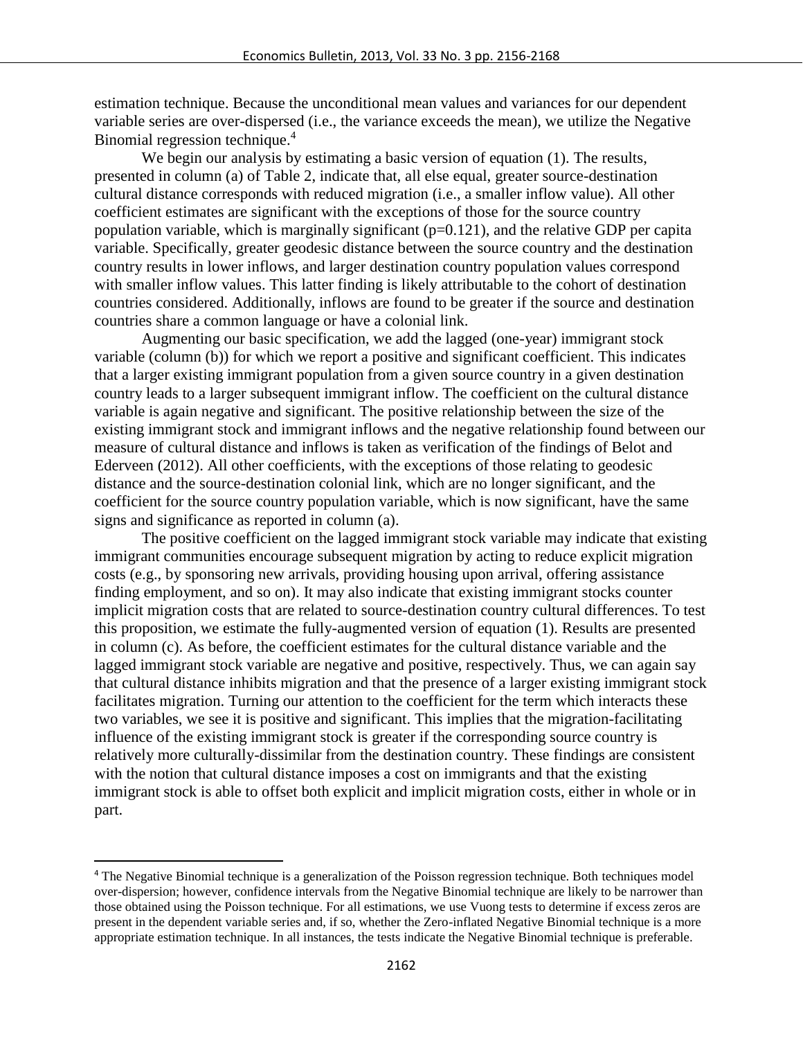estimation technique. Because the unconditional mean values and variances for our dependent variable series are over-dispersed (i.e., the variance exceeds the mean), we utilize the Negative Binomial regression technique.[4]

We begin our analysis by estimating a basic version of equation (1). The results, presented in column (a) of Table 2, indicate that, all else equal, greater source-destination cultural distance corresponds with reduced migration (i.e., a smaller inflow value). All other coefficient estimates are significant with the exceptions of those for the source country population variable, which is marginally significant (p=0.121), and the relative GDP per capita variable. Specifically, greater geodesic distance between the source country and the destination country results in lower inflows, and larger destination country population values correspond with smaller inflow values. This latter finding is likely attributable to the cohort of destination countries considered. Additionally, inflows are found to be greater if the source and destination countries share a common language or have a colonial link.

Augmenting our basic specification, we add the lagged (one-year) immigrant stock variable (column (b)) for which we report a positive and significant coefficient. This indicates that a larger existing immigrant population from a given source country in a given destination country leads to a larger subsequent immigrant inflow. The coefficient on the cultural distance variable is again negative and significant. The positive relationship between the size of the existing immigrant stock and immigrant inflows and the negative relationship found between our measure of cultural distance and inflows is taken as verification of the findings of Belot and Ederveen (2012). All other coefficients, with the exceptions of those relating to geodesic distance and the source-destination colonial link, which are no longer significant, and the coefficient for the source country population variable, which is now significant, have the same signs and significance as reported in column (a).

The positive coefficient on the lagged immigrant stock variable may indicate that existing immigrant communities encourage subsequent migration by acting to reduce explicit migration costs (e.g., by sponsoring new arrivals, providing housing upon arrival, offering assistance finding employment, and so on). It may also indicate that existing immigrant stocks counter implicit migration costs that are related to source-destination country cultural differences. To test this proposition, we estimate the fully-augmented version of equation (1). Results are presented in column (c). As before, the coefficient estimates for the cultural distance variable and the lagged immigrant stock variable are negative and positive, respectively. Thus, we can again say that cultural distance inhibits migration and that the presence of a larger existing immigrant stock facilitates migration. Turning our attention to the coefficient for the term which interacts these two variables, we see it is positive and significant. This implies that the migration-facilitating influence of the existing immigrant stock is greater if the corresponding source country is relatively more culturally-dissimilar from the destination country. These findings are consistent with the notion that cultural distance imposes a cost on immigrants and that the existing immigrant stock is able to offset both explicit and implicit migration costs, either in whole or in part.

[4] The Negative Binomial technique is a generalization of the Poisson regression technique. Both techniques model over-dispersion; however, confidence intervals from the Negative Binomial technique are likely to be narrower than those obtained using the Poisson technique. For all estimations, we use Vuong tests to determine if excess zeros are present in the dependent variable series and, if so, whether the Zero-inflated Negative Binomial technique is a more appropriate estimation technique. In all instances, the tests indicate the Negative Binomial technique is preferable.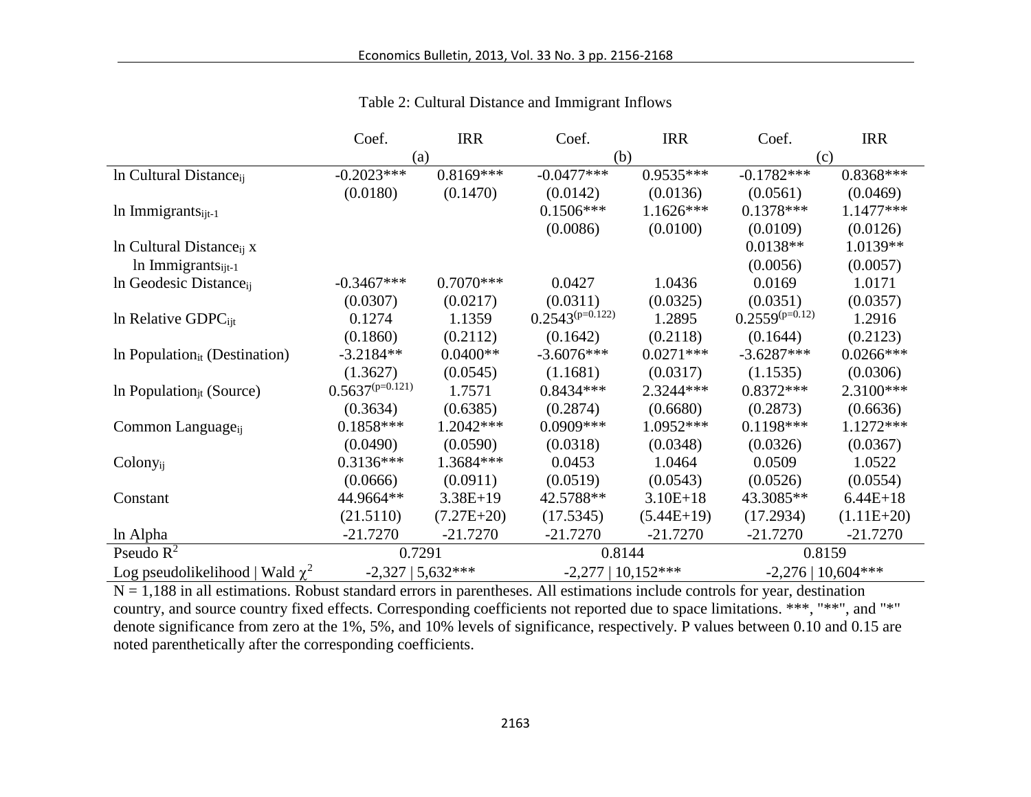Table 2: Cultural Distance and Immigrant Inflows

| | Coef. | IRR | Coef. | IRR | Coef. | IRR |
|---|---|---|---|---|---|---|
| | (a) | | (b) | | (c) | |
| ln Cultural Distance$_{ij}$ | -0.2023*** | 0.8169*** | -0.0477*** | 0.9535*** | -0.1782*** | 0.8368*** |
| | (0.0180) | (0.1470) | (0.0142) | (0.0136) | (0.0561) | (0.0469) |
| ln Immigrants$_{ijt-1}$ | | | 0.1506*** | 1.1626*** | 0.1378*** | 1.1477*** |
| | | | (0.0086) | (0.0100) | (0.0109) | (0.0126) |
| ln Cultural Distance$_{ij}$ x | | | | | 0.0138** | 1.0139** |
| ln Immigrants$_{ijt-1}$ | | | | | (0.0056) | (0.0057) |
| ln Geodesic Distance$_{ij}$ | -0.3467*** | 0.7070*** | 0.0427 | 1.0436 | 0.0169 | 1.0171 |
| | (0.0307) | (0.0217) | (0.0311) | (0.0325) | (0.0351) | (0.0357) |
| ln Relative GDPC$_{ijt}$ | 0.1274 | 1.1359 | 0.2543$^{(p=0.122)}$ | 1.2895 | 0.2559$^{(p=0.12)}$ | 1.2916 |
| | (0.1860) | (0.2112) | (0.1642) | (0.2118) | (0.1644) | (0.2123) |
| ln Population$_{it}$ (Destination) | -3.2184** | 0.0400** | -3.6076*** | 0.0271*** | -3.6287*** | 0.0266*** |
| | (1.3627) | (0.0545) | (1.1681) | (0.0317) | (1.1535) | (0.0306) |
| ln Population$_{jt}$ (Source) | 0.5637$^{(p=0.121)}$ | 1.7571 | 0.8434*** | 2.3244*** | 0.8372*** | 2.3100*** |
| | (0.3634) | (0.6385) | (0.2874) | (0.6680) | (0.2873) | (0.6636) |
| Common Language$_{ij}$ | 0.1858*** | 1.2042*** | 0.0909*** | 1.0952*** | 0.1198*** | 1.1272*** |
| | (0.0490) | (0.0590) | (0.0318) | (0.0348) | (0.0326) | (0.0367) |
| Colony$_{ij}$ | 0.3136*** | 1.3684*** | 0.0453 | 1.0464 | 0.0509 | 1.0522 |
| | (0.0666) | (0.0911) | (0.0519) | (0.0543) | (0.0526) | (0.0554) |
| Constant | 44.9664** | 3.38E+19 | 42.5788** | 3.10E+18 | 43.3085** | 6.44E+18 |
| | (21.5110) | (7.27E+20) | (17.5345) | (5.44E+19) | (17.2934) | (1.11E+20) |
| ln Alpha | -21.7270 | -21.7270 | -21.7270 | -21.7270 | -21.7270 | -21.7270 |
| Pseudo $R^2$ | 0.7291 | | 0.8144 | | 0.8159 | |
| Log pseudolikelihood \| Wald $\chi^2$ | -2,327 \| 5,632*** | | -2,277 \| 10,152*** | | -2,276 \| 10,604*** | |

N = 1,188 in all estimations. Robust standard errors in parentheses. All estimations include controls for year, destination country, and source country fixed effects. Corresponding coefficients not reported due to space limitations. ***, "**", and "*" denote significance from zero at the 1%, 5%, and 10% levels of significance, respectively. P values between 0.10 and 0.15 are noted parenthetically after the corresponding coefficients.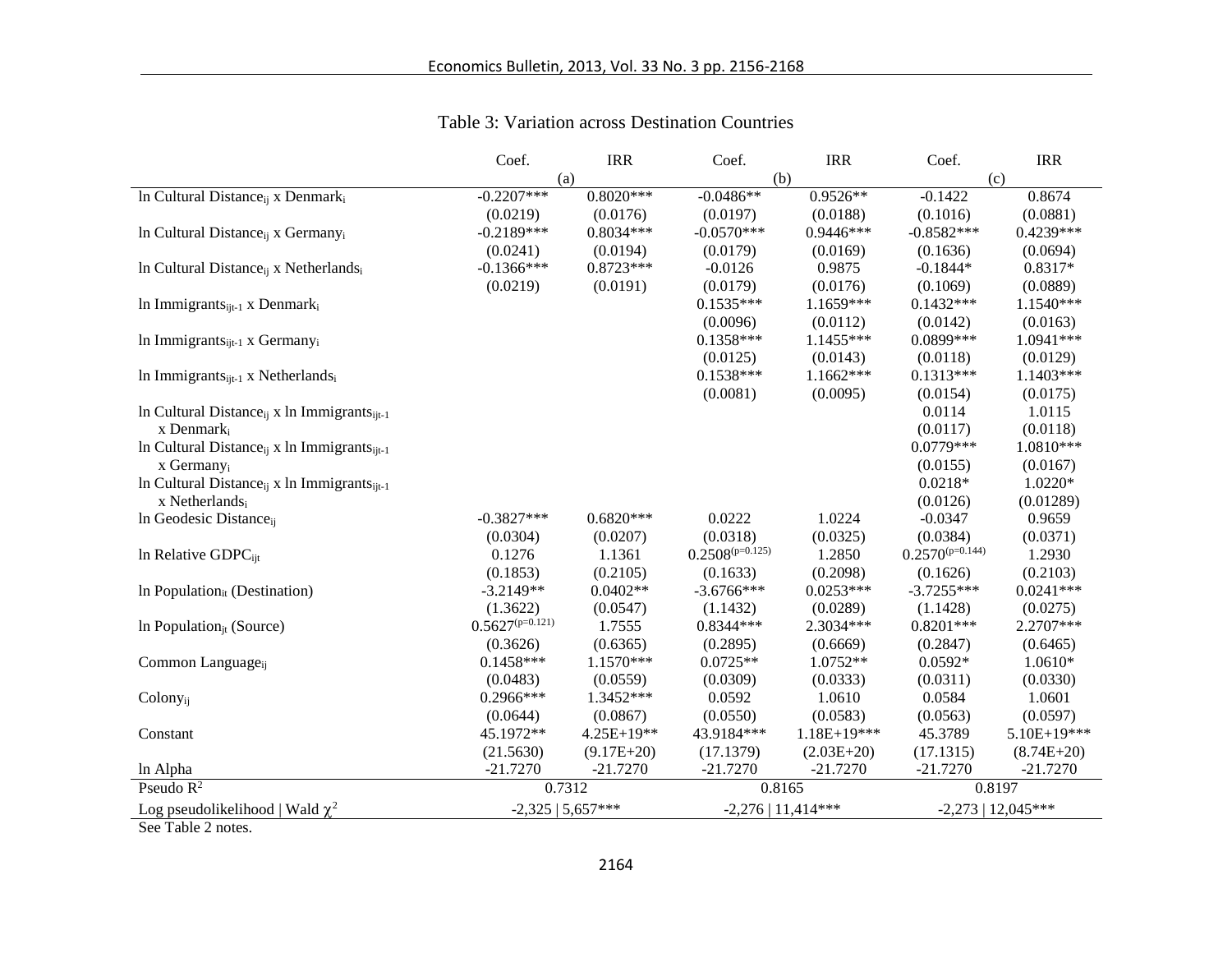Table 3: Variation across Destination Countries

| | Coef. | IRR | Coef. | IRR | Coef. | IRR |
|---|---|---|---|---|---|---|
| | (a) | | (b) | | (c) | |
| ln Cultural Distance$_{ij}$ x Denmark$_i$ | -0.2207*** | 0.8020*** | -0.0486** | 0.9526** | -0.1422 | 0.8674 |
| | (0.0219) | (0.0176) | (0.0197) | (0.0188) | (0.1016) | (0.0881) |
| ln Cultural Distance$_{ij}$ x Germany$_i$ | -0.2189*** | 0.8034*** | -0.0570*** | 0.9446*** | -0.8582*** | 0.4239*** |
| | (0.0241) | (0.0194) | (0.0179) | (0.0169) | (0.1636) | (0.0694) |
| ln Cultural Distance$_{ij}$ x Netherlands$_i$ | -0.1366*** | 0.8723*** | -0.0126 | 0.9875 | -0.1844* | 0.8317* |
| | (0.0219) | (0.0191) | (0.0179) | (0.0176) | (0.1069) | (0.0889) |
| ln Immigrants$_{ijt-1}$ x Denmark$_i$ | | | 0.1535*** | 1.1659*** | 0.1432*** | 1.1540*** |
| | | | (0.0096) | (0.0112) | (0.0142) | (0.0163) |
| ln Immigrants$_{ijt-1}$ x Germany$_i$ | | | 0.1358*** | 1.1455*** | 0.0899*** | 1.0941*** |
| | | | (0.0125) | (0.0143) | (0.0118) | (0.0129) |
| ln Immigrants$_{ijt-1}$ x Netherlands$_i$ | | | 0.1538*** | 1.1662*** | 0.1313*** | 1.1403*** |
| | | | (0.0081) | (0.0095) | (0.0154) | (0.0175) |
| ln Cultural Distance$_{ij}$ x ln Immigrants$_{ijt-1}$ x Denmark$_i$ | | | | | 0.0114 | 1.0115 |
| | | | | | (0.0117) | (0.0118) |
| ln Cultural Distance$_{ij}$ x ln Immigrants$_{ijt-1}$ x Germany$_i$ | | | | | 0.0779*** | 1.0810*** |
| | | | | | (0.0155) | (0.0167) |
| ln Cultural Distance$_{ij}$ x ln Immigrants$_{ijt-1}$ x Netherlands$_i$ | | | | | 0.0218* | 1.0220* |
| | | | | | (0.0126) | (0.01289) |
| ln Geodesic Distance$_{ij}$ | -0.3827*** | 0.6820*** | 0.0222 | 1.0224 | -0.0347 | 0.9659 |
| | (0.0304) | (0.0207) | (0.0318) | (0.0325) | (0.0384) | (0.0371) |
| ln Relative GDPC$_{ijt}$ | 0.1276 | 1.1361 | 0.2508$^{(p=0.125)}$ | 1.2850 | 0.2570$^{(p=0.144)}$ | 1.2930 |
| | (0.1853) | (0.2105) | (0.1633) | (0.2098) | (0.1626) | (0.2103) |
| ln Population$_{it}$ (Destination) | -3.2149** | 0.0402** | -3.6766*** | 0.0253*** | -3.7255*** | 0.0241*** |
| | (1.3622) | (0.0547) | (1.1432) | (0.0289) | (1.1428) | (0.0275) |
| ln Population$_{jt}$ (Source) | 0.5627$^{(p=0.121)}$ | 1.7555 | 0.8344*** | 2.3034*** | 0.8201*** | 2.2707*** |
| | (0.3626) | (0.6365) | (0.2895) | (0.6669) | (0.2847) | (0.6465) |
| Common Language$_{ij}$ | 0.1458*** | 1.1570*** | 0.0725** | 1.0752** | 0.0592* | 1.0610* |
| | (0.0483) | (0.0559) | (0.0309) | (0.0333) | (0.0311) | (0.0330) |
| Colony$_{ij}$ | 0.2966*** | 1.3452*** | 0.0592 | 1.0610 | 0.0584 | 1.0601 |
| | (0.0644) | (0.0867) | (0.0550) | (0.0583) | (0.0563) | (0.0597) |
| Constant | 45.1972** | 4.25E+19** | 43.9184*** | 1.18E+19*** | 45.3789 | 5.10E+19*** |
| | (21.5630) | (9.17E+20) | (17.1379) | (2.03E+20) | (17.1315) | (8.74E+20) |
| ln Alpha | -21.7270 | -21.7270 | -21.7270 | -21.7270 | -21.7270 | -21.7270 |
| Pseudo $R^2$ | 0.7312 | | 0.8165 | | 0.8197 | |
| Log pseudolikelihood \| Wald $\chi^2$ | -2,325 \| 5,657*** | | -2,276 \| 11,414*** | | -2,273 \| 12,045*** | |

See Table 2 notes.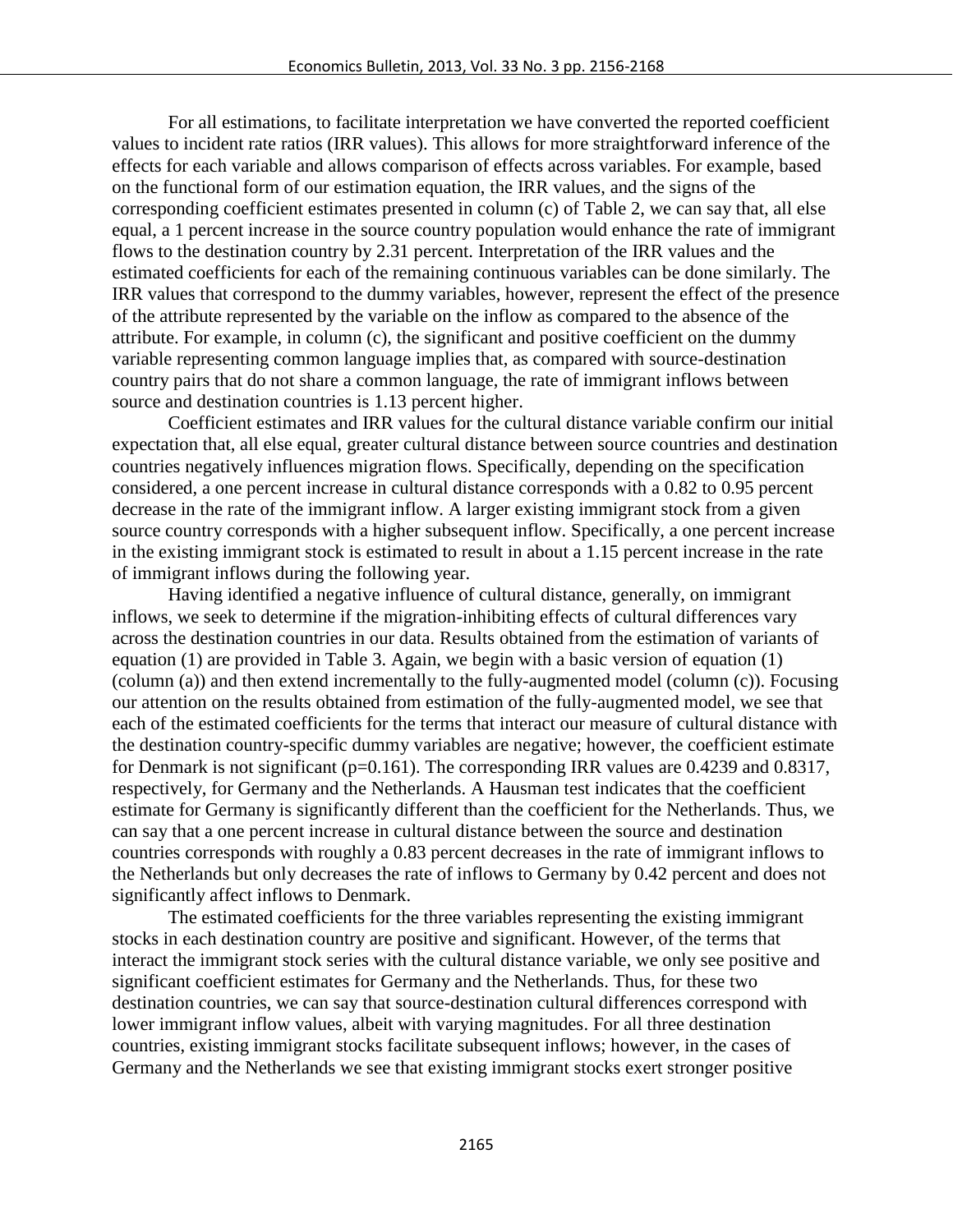For all estimations, to facilitate interpretation we have converted the reported coefficient values to incident rate ratios (IRR values). This allows for more straightforward inference of the effects for each variable and allows comparison of effects across variables. For example, based on the functional form of our estimation equation, the IRR values, and the signs of the corresponding coefficient estimates presented in column (c) of Table 2, we can say that, all else equal, a 1 percent increase in the source country population would enhance the rate of immigrant flows to the destination country by 2.31 percent. Interpretation of the IRR values and the estimated coefficients for each of the remaining continuous variables can be done similarly. The IRR values that correspond to the dummy variables, however, represent the effect of the presence of the attribute represented by the variable on the inflow as compared to the absence of the attribute. For example, in column (c), the significant and positive coefficient on the dummy variable representing common language implies that, as compared with source-destination country pairs that do not share a common language, the rate of immigrant inflows between source and destination countries is 1.13 percent higher.

Coefficient estimates and IRR values for the cultural distance variable confirm our initial expectation that, all else equal, greater cultural distance between source countries and destination countries negatively influences migration flows. Specifically, depending on the specification considered, a one percent increase in cultural distance corresponds with a 0.82 to 0.95 percent decrease in the rate of the immigrant inflow. A larger existing immigrant stock from a given source country corresponds with a higher subsequent inflow. Specifically, a one percent increase in the existing immigrant stock is estimated to result in about a 1.15 percent increase in the rate of immigrant inflows during the following year.

Having identified a negative influence of cultural distance, generally, on immigrant inflows, we seek to determine if the migration-inhibiting effects of cultural differences vary across the destination countries in our data. Results obtained from the estimation of variants of equation (1) are provided in Table 3. Again, we begin with a basic version of equation (1) (column (a)) and then extend incrementally to the fully-augmented model (column (c)). Focusing our attention on the results obtained from estimation of the fully-augmented model, we see that each of the estimated coefficients for the terms that interact our measure of cultural distance with the destination country-specific dummy variables are negative; however, the coefficient estimate for Denmark is not significant ($p=0.161$). The corresponding IRR values are 0.4239 and 0.8317, respectively, for Germany and the Netherlands. A Hausman test indicates that the coefficient estimate for Germany is significantly different than the coefficient for the Netherlands. Thus, we can say that a one percent increase in cultural distance between the source and destination countries corresponds with roughly a 0.83 percent decreases in the rate of immigrant inflows to the Netherlands but only decreases the rate of inflows to Germany by 0.42 percent and does not significantly affect inflows to Denmark.

The estimated coefficients for the three variables representing the existing immigrant stocks in each destination country are positive and significant. However, of the terms that interact the immigrant stock series with the cultural distance variable, we only see positive and significant coefficient estimates for Germany and the Netherlands. Thus, for these two destination countries, we can say that source-destination cultural differences correspond with lower immigrant inflow values, albeit with varying magnitudes. For all three destination countries, existing immigrant stocks facilitate subsequent inflows; however, in the cases of Germany and the Netherlands we see that existing immigrant stocks exert stronger positive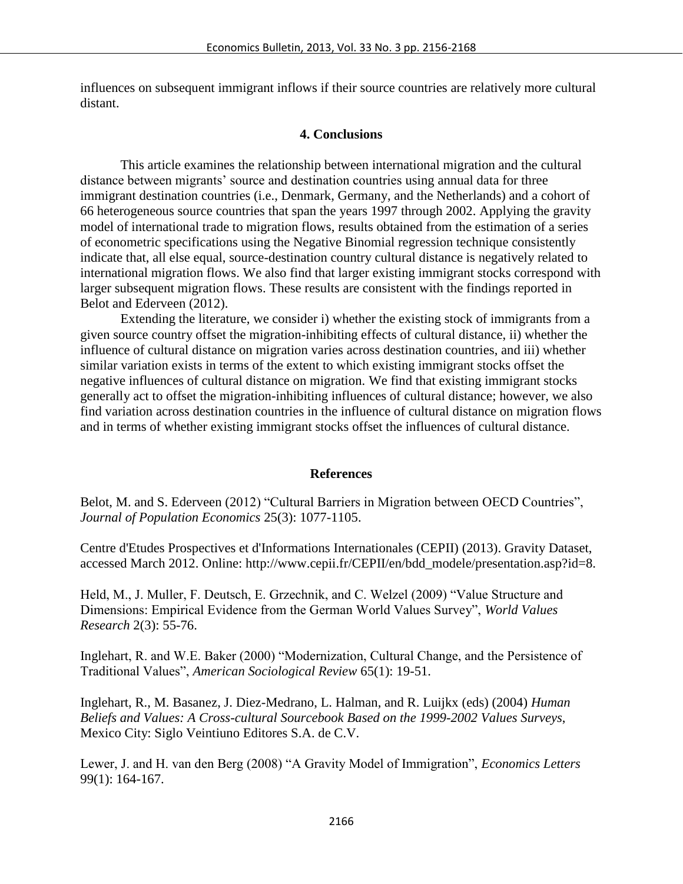influences on subsequent immigrant inflows if their source countries are relatively more cultural distant.

## 4. Conclusions

This article examines the relationship between international migration and the cultural distance between migrants' source and destination countries using annual data for three immigrant destination countries (i.e., Denmark, Germany, and the Netherlands) and a cohort of 66 heterogeneous source countries that span the years 1997 through 2002. Applying the gravity model of international trade to migration flows, results obtained from the estimation of a series of econometric specifications using the Negative Binomial regression technique consistently indicate that, all else equal, source-destination country cultural distance is negatively related to international migration flows. We also find that larger existing immigrant stocks correspond with larger subsequent migration flows. These results are consistent with the findings reported in Belot and Ederveen (2012).

Extending the literature, we consider i) whether the existing stock of immigrants from a given source country offset the migration-inhibiting effects of cultural distance, ii) whether the influence of cultural distance on migration varies across destination countries, and iii) whether similar variation exists in terms of the extent to which existing immigrant stocks offset the negative influences of cultural distance on migration. We find that existing immigrant stocks generally act to offset the migration-inhibiting influences of cultural distance; however, we also find variation across destination countries in the influence of cultural distance on migration flows and in terms of whether existing immigrant stocks offset the influences of cultural distance.

## References

Belot, M. and S. Ederveen (2012) "Cultural Barriers in Migration between OECD Countries", *Journal of Population Economics* 25(3): 1077-1105.

Centre d'Etudes Prospectives et d'Informations Internationales (CEPII) (2013). Gravity Dataset, accessed March 2012. Online: http://www.cepii.fr/CEPII/en/bdd_modele/presentation.asp?id=8.

Held, M., J. Muller, F. Deutsch, E. Grzechnik, and C. Welzel (2009) "Value Structure and Dimensions: Empirical Evidence from the German World Values Survey", *World Values Research* 2(3): 55-76.

Inglehart, R. and W.E. Baker (2000) "Modernization, Cultural Change, and the Persistence of Traditional Values", *American Sociological Review* 65(1): 19-51.

Inglehart, R., M. Basanez, J. Diez-Medrano, L. Halman, and R. Luijkx (eds) (2004) *Human Beliefs and Values: A Cross-cultural Sourcebook Based on the 1999-2002 Values Surveys*, Mexico City: Siglo Veintiuno Editores S.A. de C.V.

Lewer, J. and H. van den Berg (2008) "A Gravity Model of Immigration", *Economics Letters* 99(1): 164-167.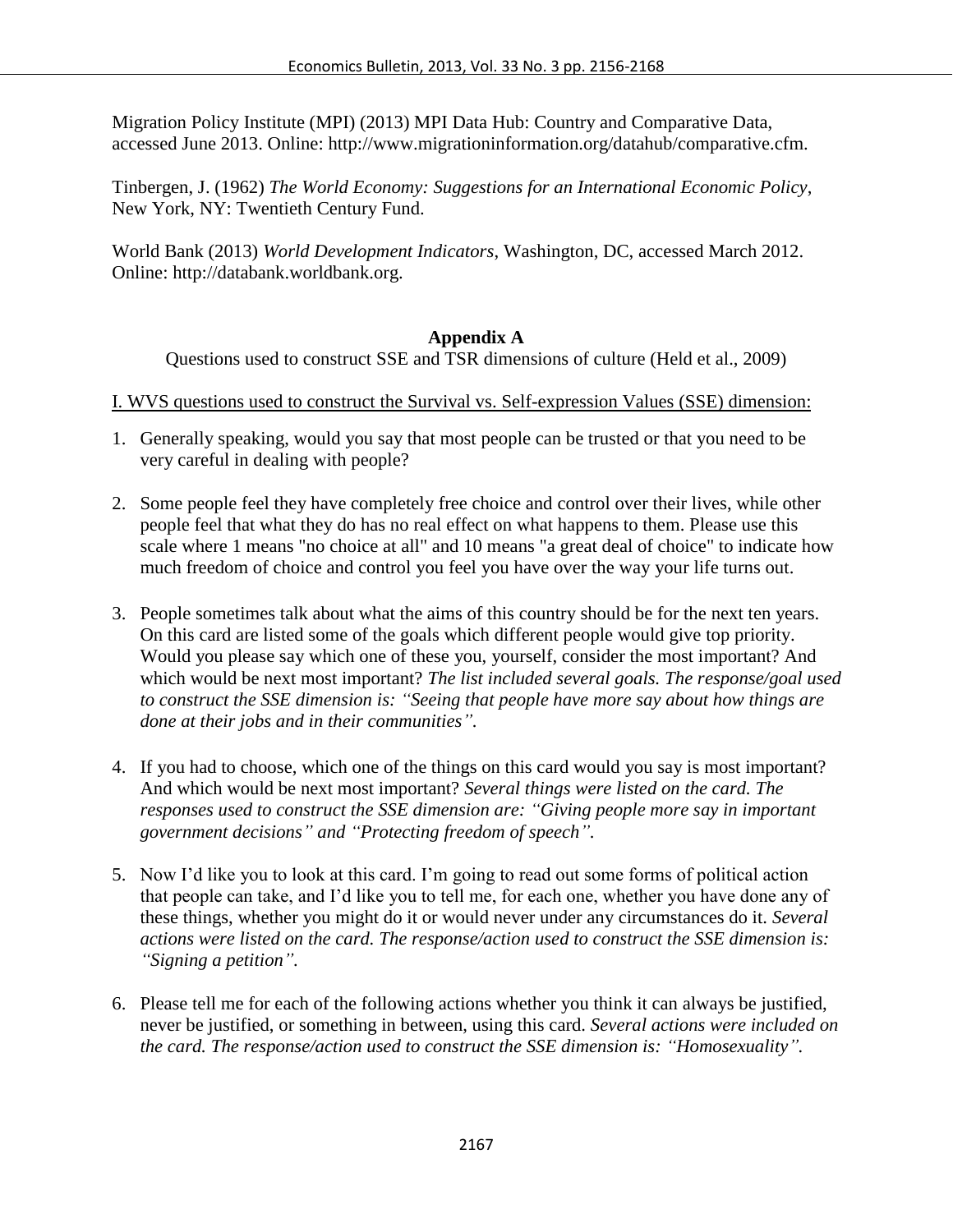Migration Policy Institute (MPI) (2013) MPI Data Hub: Country and Comparative Data, accessed June 2013. Online: http://www.migrationinformation.org/datahub/comparative.cfm.

Tinbergen, J. (1962) *The World Economy: Suggestions for an International Economic Policy*, New York, NY: Twentieth Century Fund.

World Bank (2013) *World Development Indicators*, Washington, DC, accessed March 2012. Online: http://databank.worldbank.org.

## Appendix A

Questions used to construct SSE and TSR dimensions of culture (Held et al., 2009)

I. WVS questions used to construct the Survival vs. Self-expression Values (SSE) dimension:

1. Generally speaking, would you say that most people can be trusted or that you need to be very careful in dealing with people?

2. Some people feel they have completely free choice and control over their lives, while other people feel that what they do has no real effect on what happens to them. Please use this scale where 1 means "no choice at all" and 10 means "a great deal of choice" to indicate how much freedom of choice and control you feel you have over the way your life turns out.

3. People sometimes talk about what the aims of this country should be for the next ten years. On this card are listed some of the goals which different people would give top priority. Would you please say which one of these you, yourself, consider the most important? And which would be next most important? *The list included several goals. The response/goal used to construct the SSE dimension is: "Seeing that people have more say about how things are done at their jobs and in their communities".*

4. If you had to choose, which one of the things on this card would you say is most important? And which would be next most important? *Several things were listed on the card. The responses used to construct the SSE dimension are: "Giving people more say in important government decisions" and "Protecting freedom of speech".*

5. Now I'd like you to look at this card. I'm going to read out some forms of political action that people can take, and I'd like you to tell me, for each one, whether you have done any of these things, whether you might do it or would never under any circumstances do it. *Several actions were listed on the card. The response/action used to construct the SSE dimension is: "Signing a petition".*

6. Please tell me for each of the following actions whether you think it can always be justified, never be justified, or something in between, using this card. *Several actions were included on the card. The response/action used to construct the SSE dimension is: "Homosexuality".*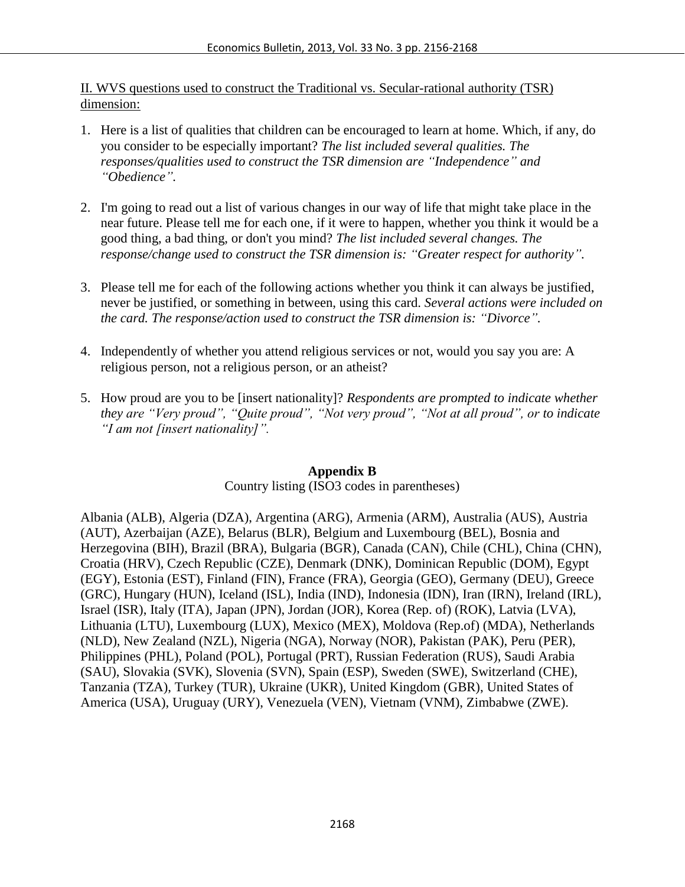II. WVS questions used to construct the Traditional vs. Secular-rational authority (TSR) dimension:

1. Here is a list of qualities that children can be encouraged to learn at home. Which, if any, do you consider to be especially important? *The list included several qualities. The responses/qualities used to construct the TSR dimension are "Independence" and "Obedience".*

2. I'm going to read out a list of various changes in our way of life that might take place in the near future. Please tell me for each one, if it were to happen, whether you think it would be a good thing, a bad thing, or don't you mind? *The list included several changes. The response/change used to construct the TSR dimension is: "Greater respect for authority".*

3. Please tell me for each of the following actions whether you think it can always be justified, never be justified, or something in between, using this card. *Several actions were included on the card. The response/action used to construct the TSR dimension is: "Divorce".*

4. Independently of whether you attend religious services or not, would you say you are: A religious person, not a religious person, or an atheist?

5. How proud are you to be [insert nationality]? *Respondents are prompted to indicate whether they are "Very proud", "Quite proud", "Not very proud", "Not at all proud", or to indicate "I am not [insert nationality]".*

## Appendix B

Country listing (ISO3 codes in parentheses)

Albania (ALB), Algeria (DZA), Argentina (ARG), Armenia (ARM), Australia (AUS), Austria (AUT), Azerbaijan (AZE), Belarus (BLR), Belgium and Luxembourg (BEL), Bosnia and Herzegovina (BIH), Brazil (BRA), Bulgaria (BGR), Canada (CAN), Chile (CHL), China (CHN), Croatia (HRV), Czech Republic (CZE), Denmark (DNK), Dominican Republic (DOM), Egypt (EGY), Estonia (EST), Finland (FIN), France (FRA), Georgia (GEO), Germany (DEU), Greece (GRC), Hungary (HUN), Iceland (ISL), India (IND), Indonesia (IDN), Iran (IRN), Ireland (IRL), Israel (ISR), Italy (ITA), Japan (JPN), Jordan (JOR), Korea (Rep. of) (ROK), Latvia (LVA), Lithuania (LTU), Luxembourg (LUX), Mexico (MEX), Moldova (Rep.of) (MDA), Netherlands (NLD), New Zealand (NZL), Nigeria (NGA), Norway (NOR), Pakistan (PAK), Peru (PER), Philippines (PHL), Poland (POL), Portugal (PRT), Russian Federation (RUS), Saudi Arabia (SAU), Slovakia (SVK), Slovenia (SVN), Spain (ESP), Sweden (SWE), Switzerland (CHE), Tanzania (TZA), Turkey (TUR), Ukraine (UKR), United Kingdom (GBR), United States of America (USA), Uruguay (URY), Venezuela (VEN), Vietnam (VNM), Zimbabwe (ZWE).